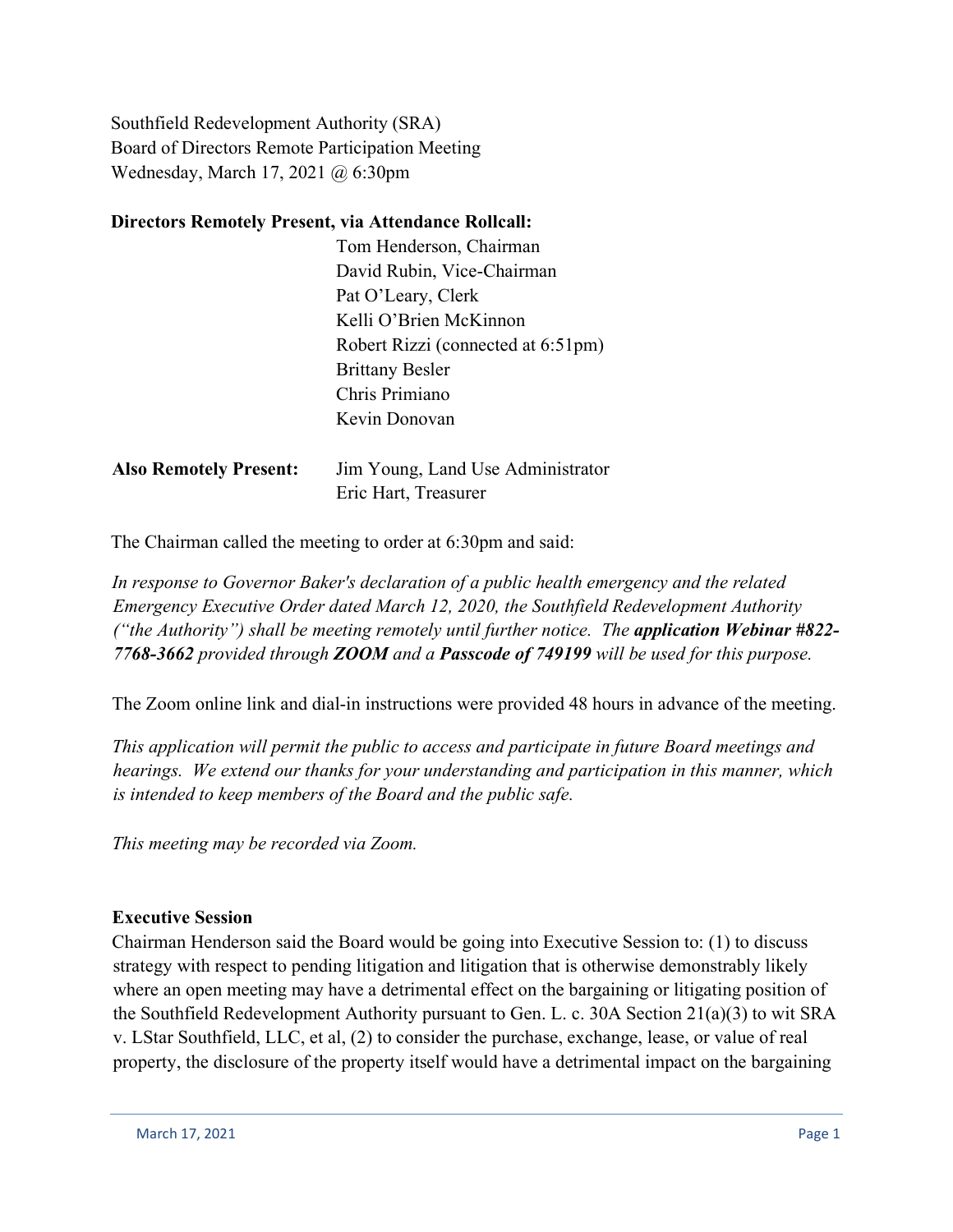Southfield Redevelopment Authority (SRA)
Board of Directors Remote Participation Meeting
Wednesday, March 17, 2021 @ 6:30pm

**Directors Remotely Present, via Attendance Rollcall:**

Tom Henderson, Chairman
David Rubin, Vice-Chairman
Pat O'Leary, Clerk
Kelli O'Brien McKinnon
Robert Rizzi (connected at 6:51pm)
Brittany Besler
Chris Primiano
Kevin Donovan

**Also Remotely Present:** Jim Young, Land Use Administrator
Eric Hart, Treasurer

The Chairman called the meeting to order at 6:30pm and said:

*In response to Governor Baker's declaration of a public health emergency and the related Emergency Executive Order dated March 12, 2020, the Southfield Redevelopment Authority ("the Authority") shall be meeting remotely until further notice. The **application Webinar #822-7768-3662** provided through **ZOOM** and a **Passcode of 749199** will be used for this purpose.*

The Zoom online link and dial-in instructions were provided 48 hours in advance of the meeting.

*This application will permit the public to access and participate in future Board meetings and hearings. We extend our thanks for your understanding and participation in this manner, which is intended to keep members of the Board and the public safe.*

*This meeting may be recorded via Zoom.*

**Executive Session**

Chairman Henderson said the Board would be going into Executive Session to: (1) to discuss strategy with respect to pending litigation and litigation that is otherwise demonstrably likely where an open meeting may have a detrimental effect on the bargaining or litigating position of the Southfield Redevelopment Authority pursuant to Gen. L. c. 30A Section 21(a)(3) to wit SRA v. LStar Southfield, LLC, et al, (2) to consider the purchase, exchange, lease, or value of real property, the disclosure of the property itself would have a detrimental impact on the bargaining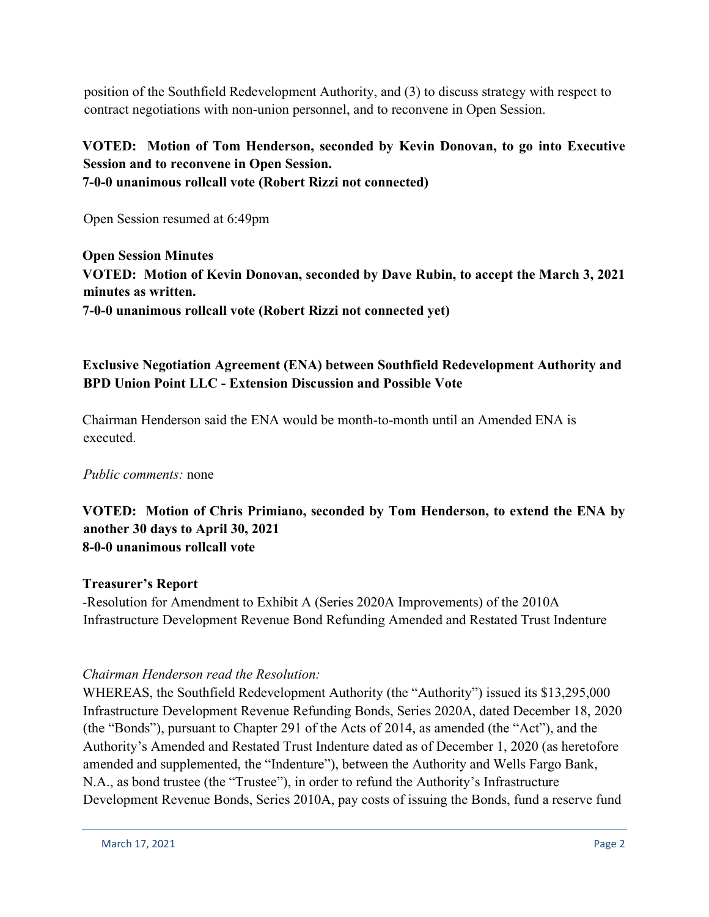position of the Southfield Redevelopment Authority, and (3) to discuss strategy with respect to contract negotiations with non-union personnel, and to reconvene in Open Session.

**VOTED: Motion of Tom Henderson, seconded by Kevin Donovan, to go into Executive Session and to reconvene in Open Session.**
**7-0-0 unanimous rollcall vote (Robert Rizzi not connected)**

Open Session resumed at 6:49pm

**Open Session Minutes**
**VOTED: Motion of Kevin Donovan, seconded by Dave Rubin, to accept the March 3, 2021 minutes as written.**
**7-0-0 unanimous rollcall vote (Robert Rizzi not connected yet)**

**Exclusive Negotiation Agreement (ENA) between Southfield Redevelopment Authority and BPD Union Point LLC - Extension Discussion and Possible Vote**

Chairman Henderson said the ENA would be month-to-month until an Amended ENA is executed.

*Public comments:* none

**VOTED: Motion of Chris Primiano, seconded by Tom Henderson, to extend the ENA by another 30 days to April 30, 2021**
**8-0-0 unanimous rollcall vote**

**Treasurer's Report**
-Resolution for Amendment to Exhibit A (Series 2020A Improvements) of the 2010A Infrastructure Development Revenue Bond Refunding Amended and Restated Trust Indenture

*Chairman Henderson read the Resolution:*
WHEREAS, the Southfield Redevelopment Authority (the "Authority") issued its $13,295,000 Infrastructure Development Revenue Refunding Bonds, Series 2020A, dated December 18, 2020 (the "Bonds"), pursuant to Chapter 291 of the Acts of 2014, as amended (the "Act"), and the Authority's Amended and Restated Trust Indenture dated as of December 1, 2020 (as heretofore amended and supplemented, the "Indenture"), between the Authority and Wells Fargo Bank, N.A., as bond trustee (the "Trustee"), in order to refund the Authority's Infrastructure Development Revenue Bonds, Series 2010A, pay costs of issuing the Bonds, fund a reserve fund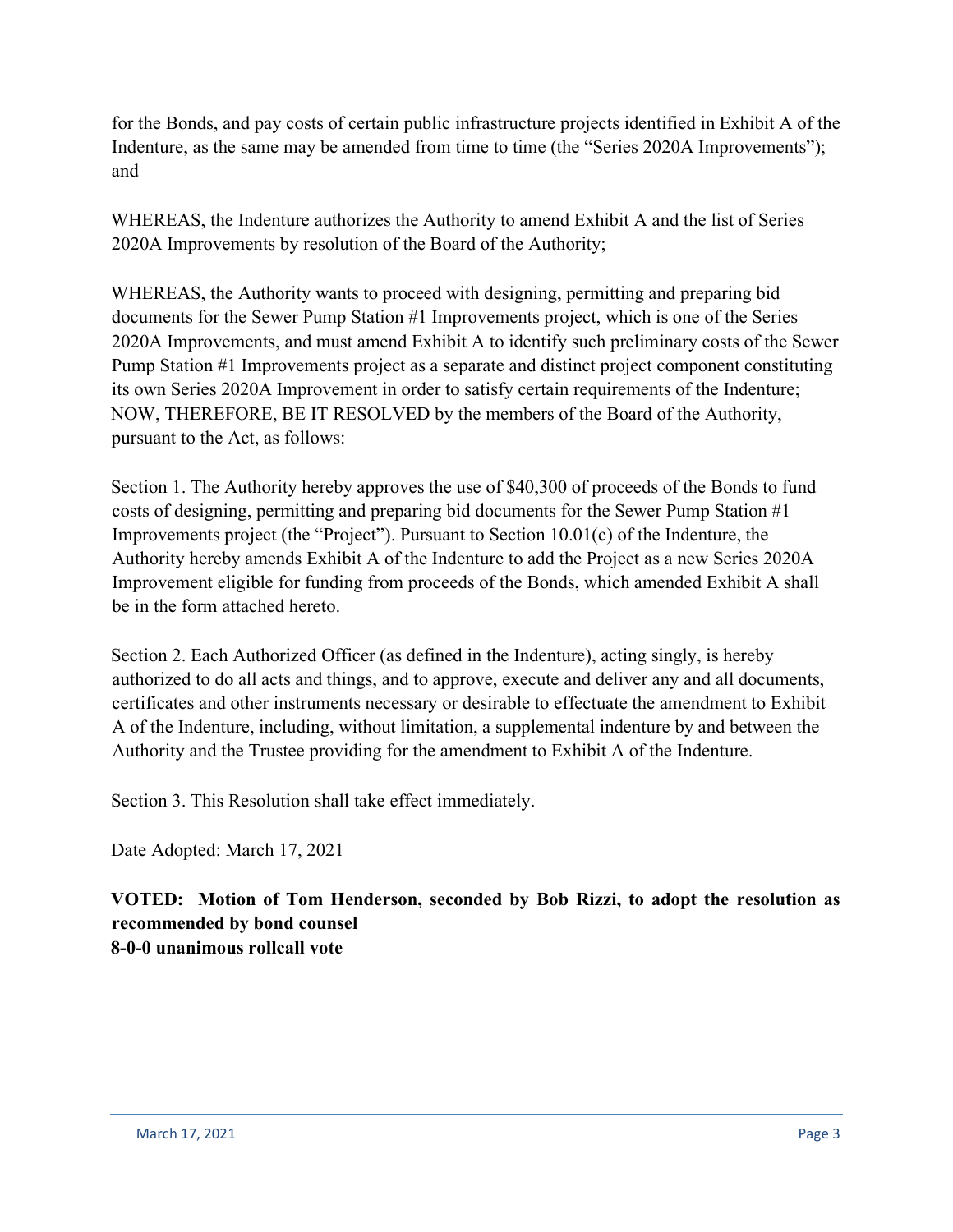for the Bonds, and pay costs of certain public infrastructure projects identified in Exhibit A of the Indenture, as the same may be amended from time to time (the "Series 2020A Improvements"); and

WHEREAS, the Indenture authorizes the Authority to amend Exhibit A and the list of Series 2020A Improvements by resolution of the Board of the Authority;

WHEREAS, the Authority wants to proceed with designing, permitting and preparing bid documents for the Sewer Pump Station #1 Improvements project, which is one of the Series 2020A Improvements, and must amend Exhibit A to identify such preliminary costs of the Sewer Pump Station #1 Improvements project as a separate and distinct project component constituting its own Series 2020A Improvement in order to satisfy certain requirements of the Indenture; NOW, THEREFORE, BE IT RESOLVED by the members of the Board of the Authority, pursuant to the Act, as follows:

Section 1. The Authority hereby approves the use of $40,300 of proceeds of the Bonds to fund costs of designing, permitting and preparing bid documents for the Sewer Pump Station #1 Improvements project (the "Project"). Pursuant to Section 10.01(c) of the Indenture, the Authority hereby amends Exhibit A of the Indenture to add the Project as a new Series 2020A Improvement eligible for funding from proceeds of the Bonds, which amended Exhibit A shall be in the form attached hereto.

Section 2. Each Authorized Officer (as defined in the Indenture), acting singly, is hereby authorized to do all acts and things, and to approve, execute and deliver any and all documents, certificates and other instruments necessary or desirable to effectuate the amendment to Exhibit A of the Indenture, including, without limitation, a supplemental indenture by and between the Authority and the Trustee providing for the amendment to Exhibit A of the Indenture.

Section 3. This Resolution shall take effect immediately.

Date Adopted: March 17, 2021

**VOTED: Motion of Tom Henderson, seconded by Bob Rizzi, to adopt the resolution as recommended by bond counsel**
**8-0-0 unanimous rollcall vote**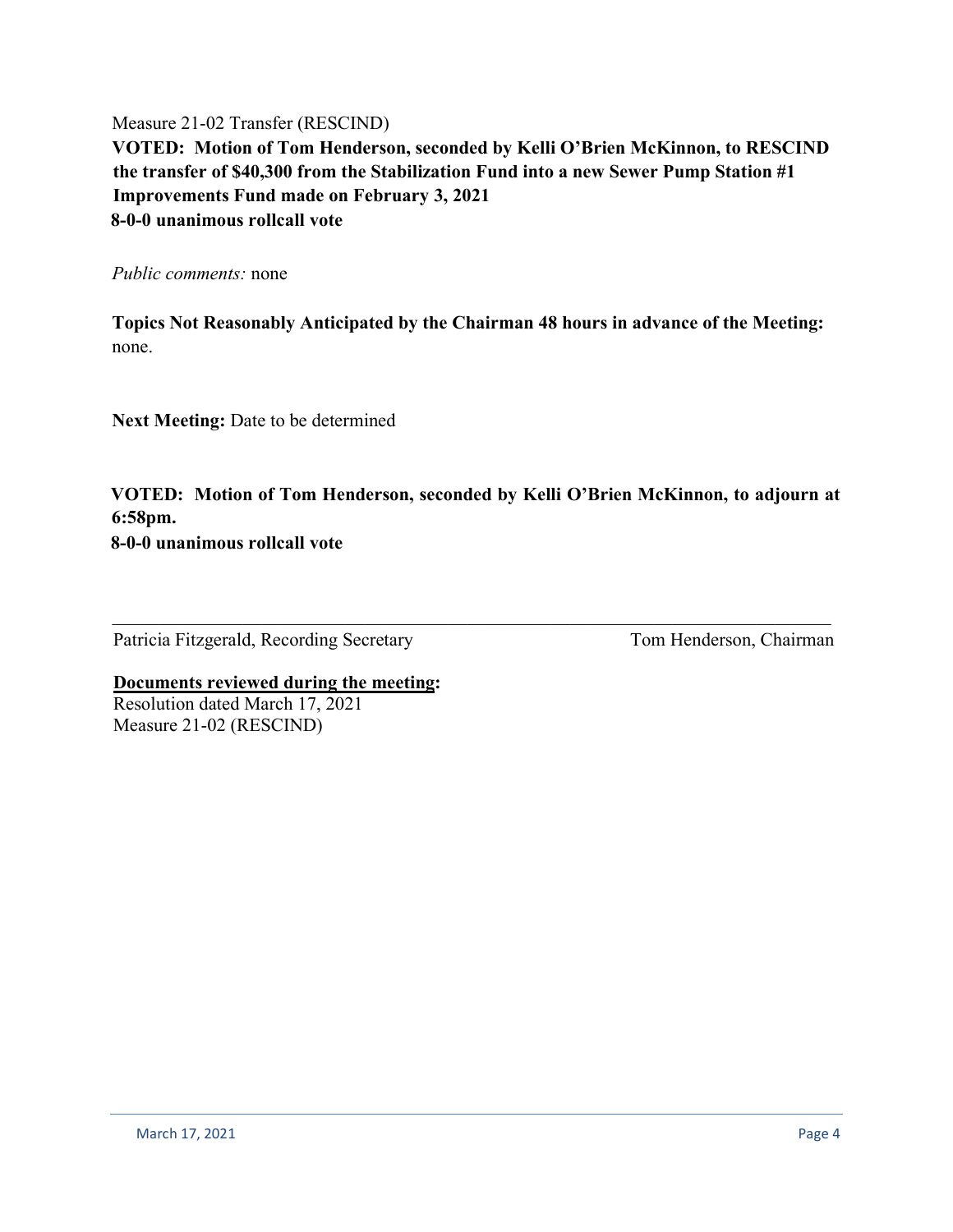Measure 21-02 Transfer (RESCIND)

**VOTED: Motion of Tom Henderson, seconded by Kelli O'Brien McKinnon, to RESCIND the transfer of $40,300 from the Stabilization Fund into a new Sewer Pump Station #1 Improvements Fund made on February 3, 2021**
**8-0-0 unanimous rollcall vote**

*Public comments:* none

**Topics Not Reasonably Anticipated by the Chairman 48 hours in advance of the Meeting:** none.

**Next Meeting:** Date to be determined

**VOTED: Motion of Tom Henderson, seconded by Kelli O'Brien McKinnon, to adjourn at 6:58pm.**
**8-0-0 unanimous rollcall vote**

Patricia Fitzgerald, Recording Secretary

Tom Henderson, Chairman

**Documents reviewed during the meeting:**

Resolution dated March 17, 2021
Measure 21-02 (RESCIND)